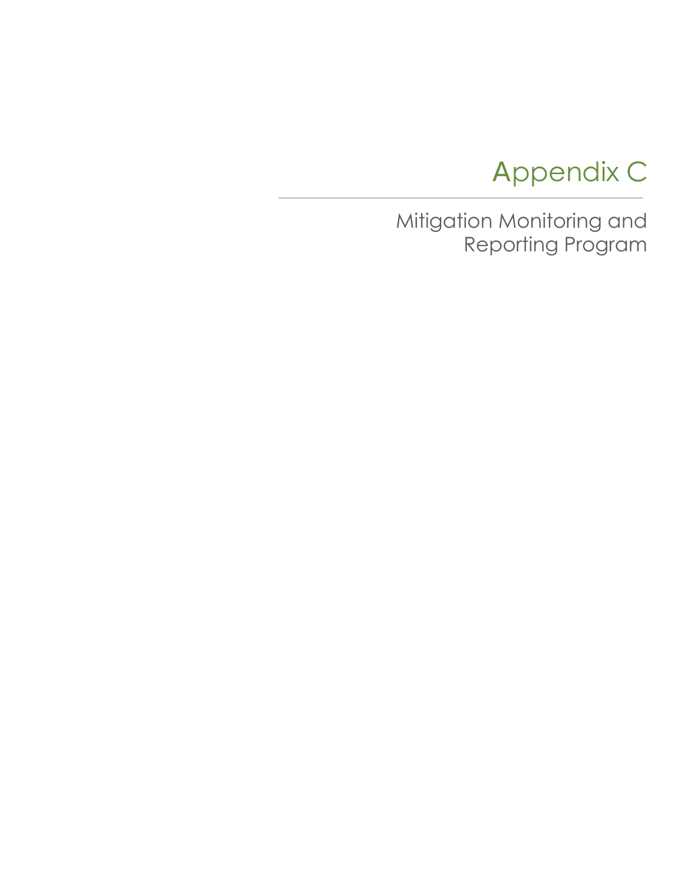# Appendix C

## Mitigation Monitoring and Reporting Program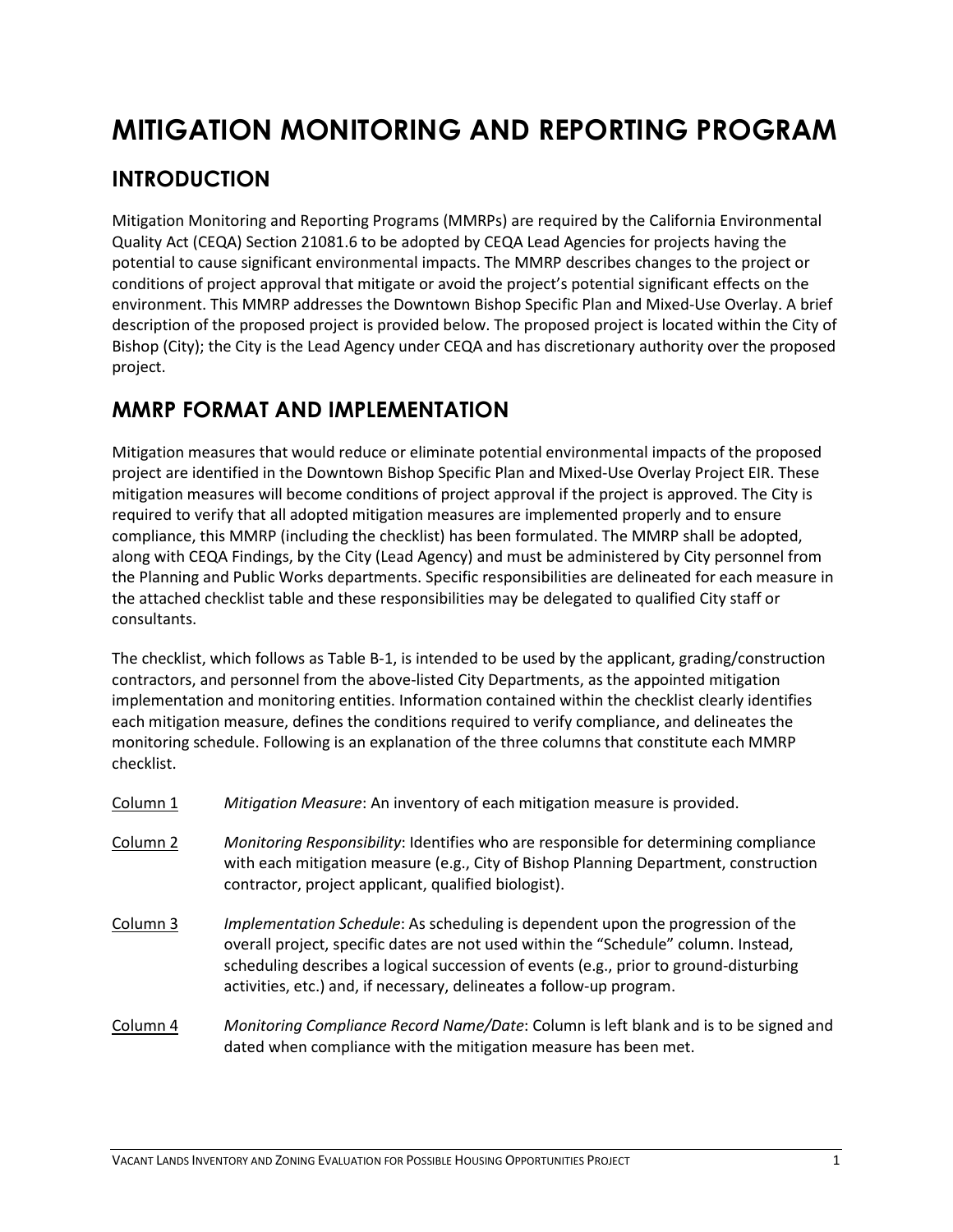# MITIGATION MONITORING AND REPORTING PROGRAM

## INTRODUCTION

Mitigation Monitoring and Reporting Programs (MMRPs) are required by the California Environmental Quality Act (CEQA) Section 21081.6 to be adopted by CEQA Lead Agencies for projects having the potential to cause significant environmental impacts. The MMRP describes changes to the project or conditions of project approval that mitigate or avoid the project's potential significant effects on the environment. This MMRP addresses the Downtown Bishop Specific Plan and Mixed-Use Overlay. A brief description of the proposed project is provided below. The proposed project is located within the City of Bishop (City); the City is the Lead Agency under CEQA and has discretionary authority over the proposed project.

## MMRP FORMAT AND IMPLEMENTATION

Mitigation measures that would reduce or eliminate potential environmental impacts of the proposed project are identified in the Downtown Bishop Specific Plan and Mixed-Use Overlay Project EIR. These mitigation measures will become conditions of project approval if the project is approved. The City is required to verify that all adopted mitigation measures are implemented properly and to ensure compliance, this MMRP (including the checklist) has been formulated. The MMRP shall be adopted, along with CEQA Findings, by the City (Lead Agency) and must be administered by City personnel from the Planning and Public Works departments. Specific responsibilities are delineated for each measure in the attached checklist table and these responsibilities may be delegated to qualified City staff or consultants.

The checklist, which follows as Table B-1, is intended to be used by the applicant, grading/construction contractors, and personnel from the above-listed City Departments, as the appointed mitigation implementation and monitoring entities. Information contained within the checklist clearly identifies each mitigation measure, defines the conditions required to verify compliance, and delineates the monitoring schedule. Following is an explanation of the three columns that constitute each MMRP checklist.

Column 1 — *Mitigation Measure*: An inventory of each mitigation measure is provided.

Column 2 — *Monitoring Responsibility*: Identifies who are responsible for determining compliance with each mitigation measure (e.g., City of Bishop Planning Department, construction contractor, project applicant, qualified biologist).

Column 3 — *Implementation Schedule*: As scheduling is dependent upon the progression of the overall project, specific dates are not used within the "Schedule" column. Instead, scheduling describes a logical succession of events (e.g., prior to ground-disturbing activities, etc.) and, if necessary, delineates a follow-up program.

Column 4 — *Monitoring Compliance Record Name/Date*: Column is left blank and is to be signed and dated when compliance with the mitigation measure has been met.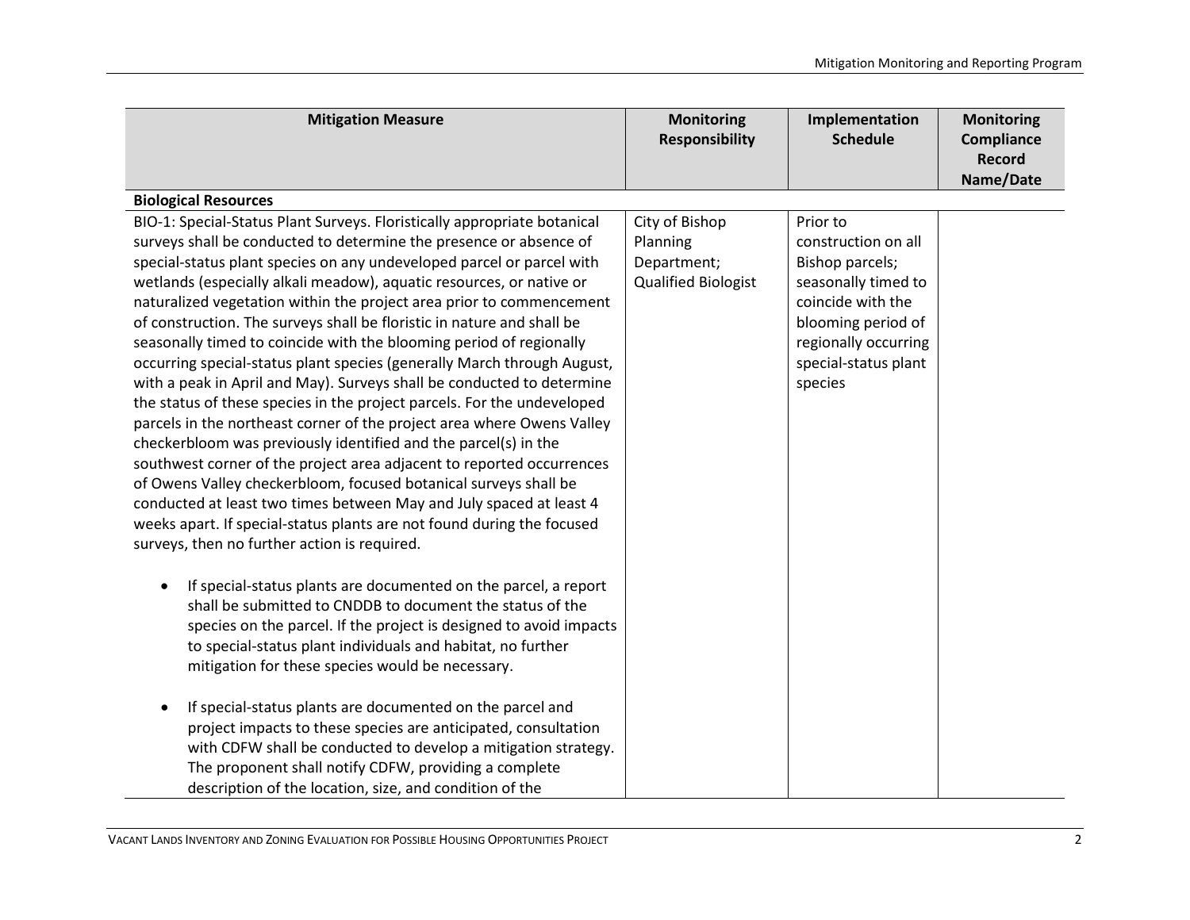| Mitigation Measure | Monitoring Responsibility | Implementation Schedule | Monitoring Compliance Record Name/Date |
|---|---|---|---|
| **Biological Resources** | | | |
| BIO-1: Special-Status Plant Surveys. Floristically appropriate botanical surveys shall be conducted to determine the presence or absence of special-status plant species on any undeveloped parcel or parcel with wetlands (especially alkali meadow), aquatic resources, or native or naturalized vegetation within the project area prior to commencement of construction. The surveys shall be floristic in nature and shall be seasonally timed to coincide with the blooming period of regionally occurring special-status plant species (generally March through August, with a peak in April and May). Surveys shall be conducted to determine the status of these species in the project parcels. For the undeveloped parcels in the northeast corner of the project area where Owens Valley checkerbloom was previously identified and the parcel(s) in the southwest corner of the project area adjacent to reported occurrences of Owens Valley checkerbloom, focused botanical surveys shall be conducted at least two times between May and July spaced at least 4 weeks apart. If special-status plants are not found during the focused surveys, then no further action is required.<br><br>• If special-status plants are documented on the parcel, a report shall be submitted to CNDDB to document the status of the species on the parcel. If the project is designed to avoid impacts to special-status plant individuals and habitat, no further mitigation for these species would be necessary.<br><br>• If special-status plants are documented on the parcel and project impacts to these species are anticipated, consultation with CDFW shall be conducted to develop a mitigation strategy. The proponent shall notify CDFW, providing a complete description of the location, size, and condition of the | City of Bishop Planning Department; Qualified Biologist | Prior to construction on all Bishop parcels; seasonally timed to coincide with the blooming period of regionally occurring special-status plant species | |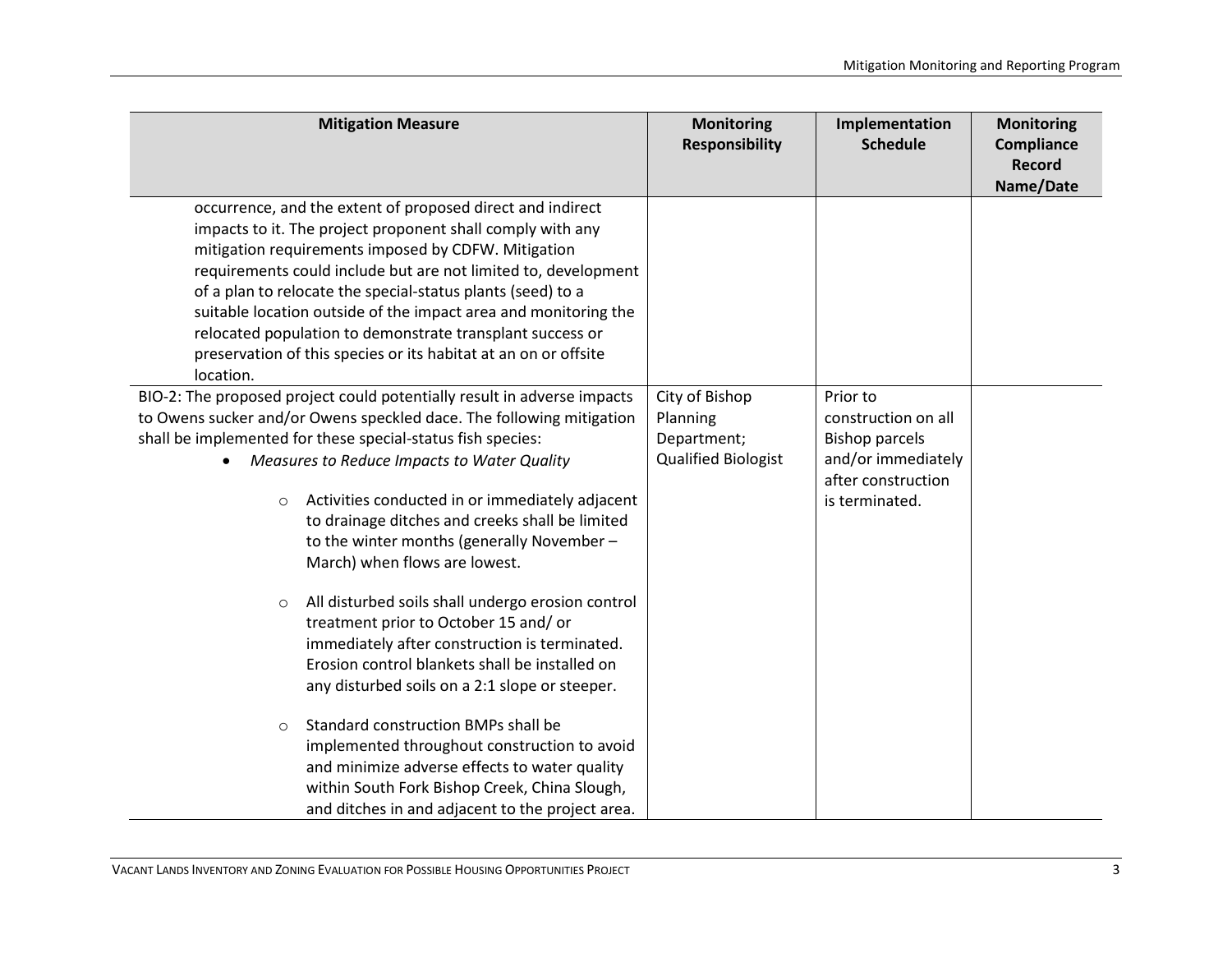| Mitigation Measure | Monitoring Responsibility | Implementation Schedule | Monitoring Compliance Record Name/Date |
|---|---|---|---|
| occurrence, and the extent of proposed direct and indirect impacts to it. The project proponent shall comply with any mitigation requirements imposed by CDFW. Mitigation requirements could include but are not limited to, development of a plan to relocate the special-status plants (seed) to a suitable location outside of the impact area and monitoring the relocated population to demonstrate transplant success or preservation of this species or its habitat at an on or offsite location. | | | |
| BIO-2: The proposed project could potentially result in adverse impacts to Owens sucker and/or Owens speckled dace. The following mitigation shall be implemented for these special-status fish species:<br>• *Measures to Reduce Impacts to Water Quality*<br>○ Activities conducted in or immediately adjacent to drainage ditches and creeks shall be limited to the winter months (generally November – March) when flows are lowest.<br>○ All disturbed soils shall undergo erosion control treatment prior to October 15 and/ or immediately after construction is terminated. Erosion control blankets shall be installed on any disturbed soils on a 2:1 slope or steeper.<br>○ Standard construction BMPs shall be implemented throughout construction to avoid and minimize adverse effects to water quality within South Fork Bishop Creek, China Slough, and ditches in and adjacent to the project area. | City of Bishop Planning Department; Qualified Biologist | Prior to construction on all Bishop parcels and/or immediately after construction is terminated. | |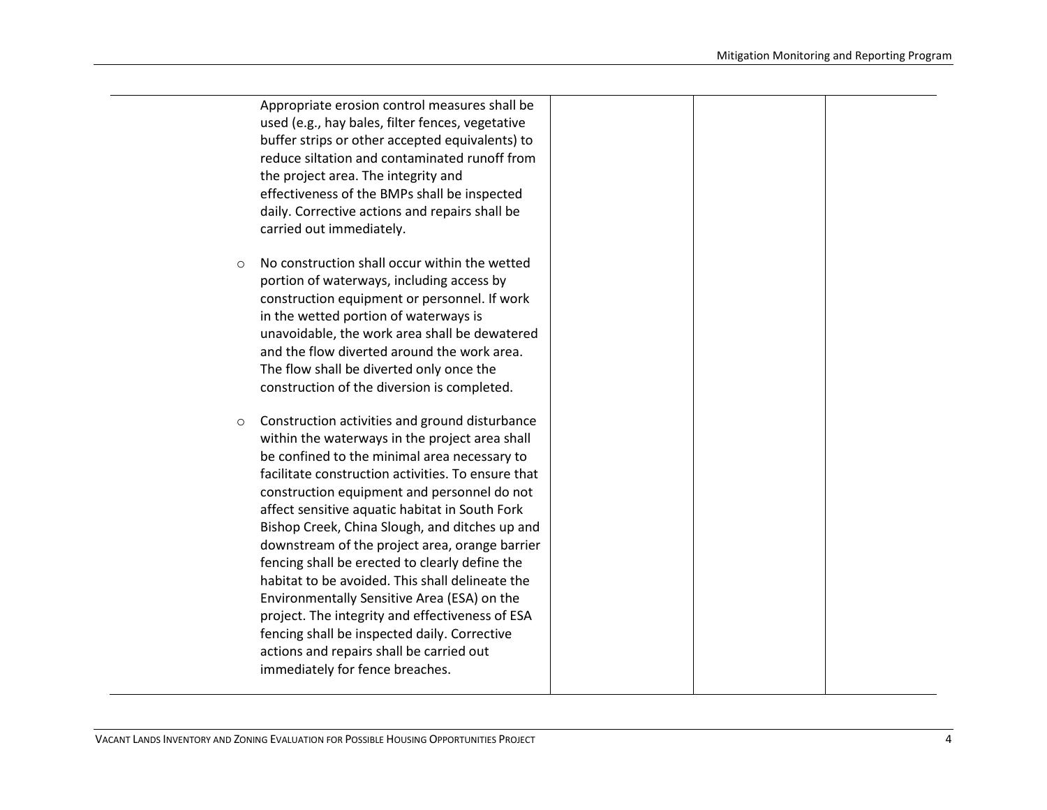| | | | | |
|---|---|---|---|---|
| | Appropriate erosion control measures shall be used (e.g., hay bales, filter fences, vegetative buffer strips or other accepted equivalents) to reduce siltation and contaminated runoff from the project area. The integrity and effectiveness of the BMPs shall be inspected daily. Corrective actions and repairs shall be carried out immediately.<br><br>○ No construction shall occur within the wetted portion of waterways, including access by construction equipment or personnel. If work in the wetted portion of waterways is unavoidable, the work area shall be dewatered and the flow diverted around the work area. The flow shall be diverted only once the construction of the diversion is completed.<br><br>○ Construction activities and ground disturbance within the waterways in the project area shall be confined to the minimal area necessary to facilitate construction activities. To ensure that construction equipment and personnel do not affect sensitive aquatic habitat in South Fork Bishop Creek, China Slough, and ditches up and downstream of the project area, orange barrier fencing shall be erected to clearly define the habitat to be avoided. This shall delineate the Environmentally Sensitive Area (ESA) on the project. The integrity and effectiveness of ESA fencing shall be inspected daily. Corrective actions and repairs shall be carried out immediately for fence breaches. | | | |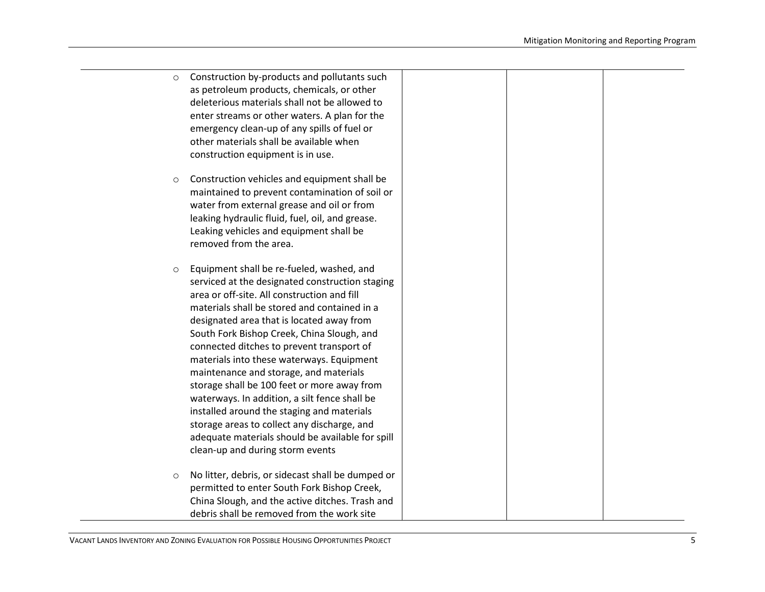| | | | |
|---|---|---|---|
| ○ Construction by-products and pollutants such as petroleum products, chemicals, or other deleterious materials shall not be allowed to enter streams or other waters. A plan for the emergency clean-up of any spills of fuel or other materials shall be available when construction equipment is in use.<br><br>○ Construction vehicles and equipment shall be maintained to prevent contamination of soil or water from external grease and oil or from leaking hydraulic fluid, fuel, oil, and grease. Leaking vehicles and equipment shall be removed from the area.<br><br>○ Equipment shall be re-fueled, washed, and serviced at the designated construction staging area or off-site. All construction and fill materials shall be stored and contained in a designated area that is located away from South Fork Bishop Creek, China Slough, and connected ditches to prevent transport of materials into these waterways. Equipment maintenance and storage, and materials storage shall be 100 feet or more away from waterways. In addition, a silt fence shall be installed around the staging and materials storage areas to collect any discharge, and adequate materials should be available for spill clean-up and during storm events<br><br>○ No litter, debris, or sidecast shall be dumped or permitted to enter South Fork Bishop Creek, China Slough, and the active ditches. Trash and debris shall be removed from the work site | | | |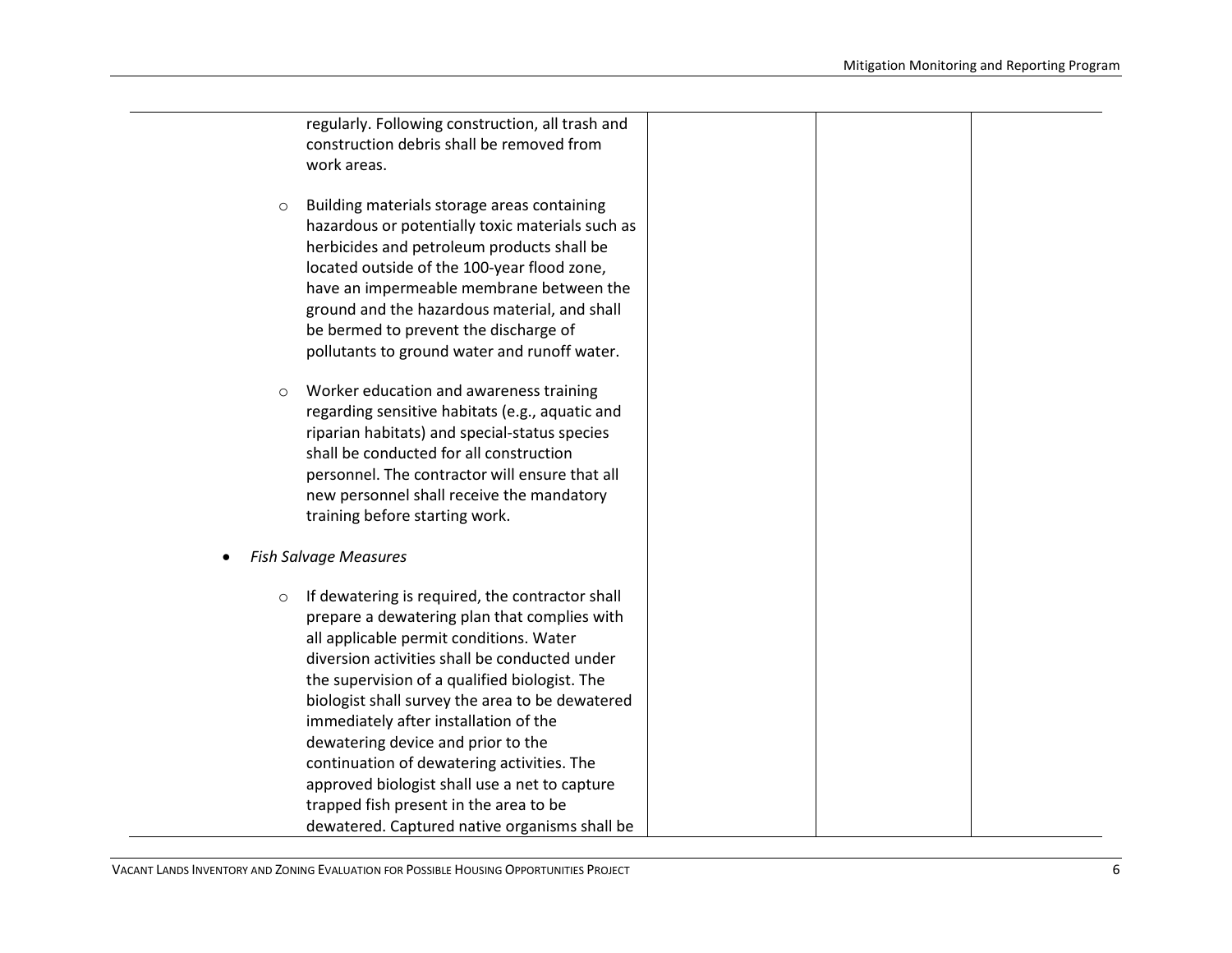| | | | |
|---|---|---|---|
| regularly. Following construction, all trash and construction debris shall be removed from work areas.<br><br>- Building materials storage areas containing hazardous or potentially toxic materials such as herbicides and petroleum products shall be located outside of the 100-year flood zone, have an impermeable membrane between the ground and the hazardous material, and shall be bermed to prevent the discharge of pollutants to ground water and runoff water.<br><br>- Worker education and awareness training regarding sensitive habitats (e.g., aquatic and riparian habitats) and special-status species shall be conducted for all construction personnel. The contractor will ensure that all new personnel shall receive the mandatory training before starting work.<br><br>• *Fish Salvage Measures*<br><br>- If dewatering is required, the contractor shall prepare a dewatering plan that complies with all applicable permit conditions. Water diversion activities shall be conducted under the supervision of a qualified biologist. The biologist shall survey the area to be dewatered immediately after installation of the dewatering device and prior to the continuation of dewatering activities. The approved biologist shall use a net to capture trapped fish present in the area to be dewatered. Captured native organisms shall be | | | |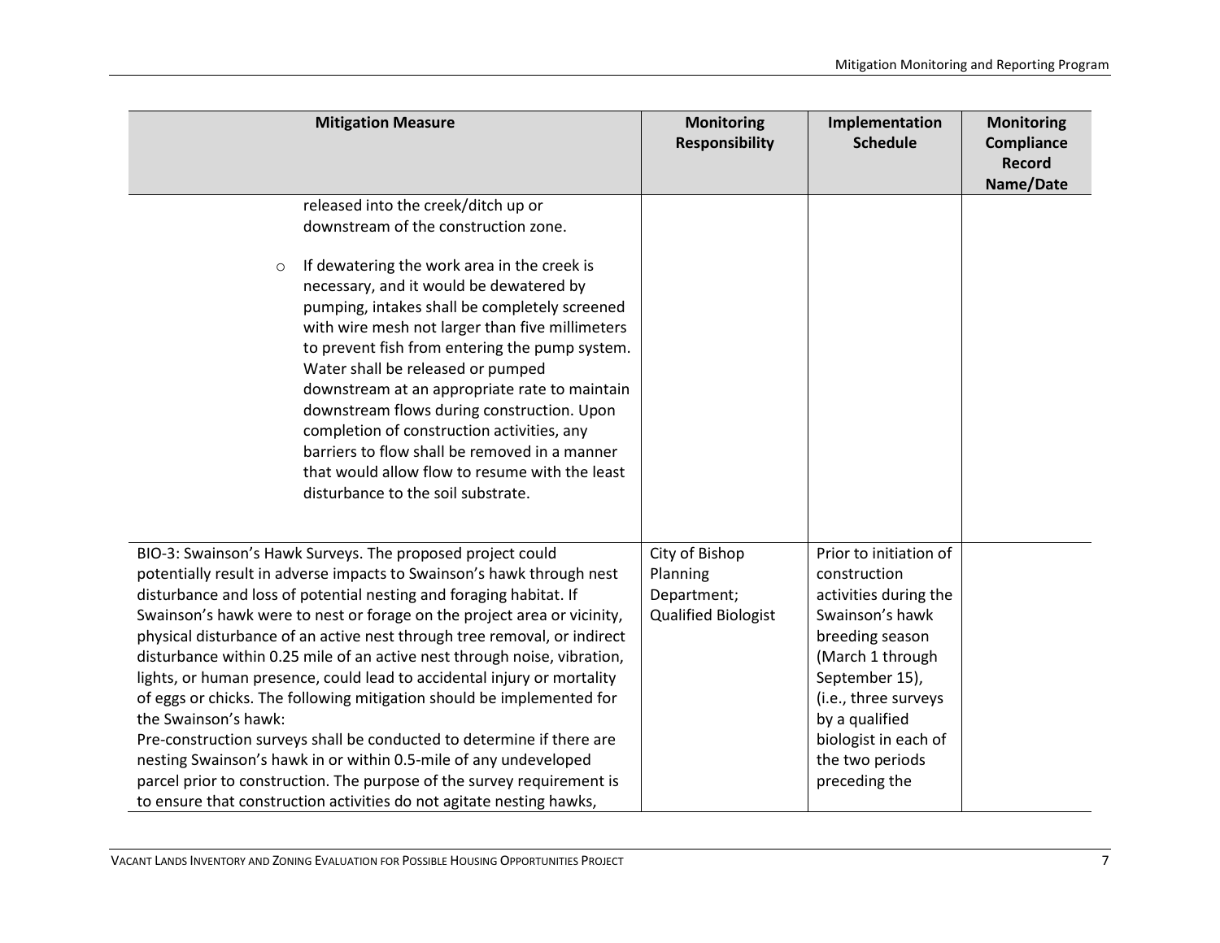| Mitigation Measure | Monitoring Responsibility | Implementation Schedule | Monitoring Compliance Record Name/Date |
|---|---|---|---|
| released into the creek/ditch up or downstream of the construction zone.<br><br>○ If dewatering the work area in the creek is necessary, and it would be dewatered by pumping, intakes shall be completely screened with wire mesh not larger than five millimeters to prevent fish from entering the pump system. Water shall be released or pumped downstream at an appropriate rate to maintain downstream flows during construction. Upon completion of construction activities, any barriers to flow shall be removed in a manner that would allow flow to resume with the least disturbance to the soil substrate. | | | |
| BIO-3: Swainson's Hawk Surveys. The proposed project could potentially result in adverse impacts to Swainson's hawk through nest disturbance and loss of potential nesting and foraging habitat. If Swainson's hawk were to nest or forage on the project area or vicinity, physical disturbance of an active nest through tree removal, or indirect disturbance within 0.25 mile of an active nest through noise, vibration, lights, or human presence, could lead to accidental injury or mortality of eggs or chicks. The following mitigation should be implemented for the Swainson's hawk:<br>Pre-construction surveys shall be conducted to determine if there are nesting Swainson's hawk in or within 0.5-mile of any undeveloped parcel prior to construction. The purpose of the survey requirement is to ensure that construction activities do not agitate nesting hawks, | City of Bishop Planning Department; Qualified Biologist | Prior to initiation of construction activities during the Swainson's hawk breeding season (March 1 through September 15), (i.e., three surveys by a qualified biologist in each of the two periods preceding the | |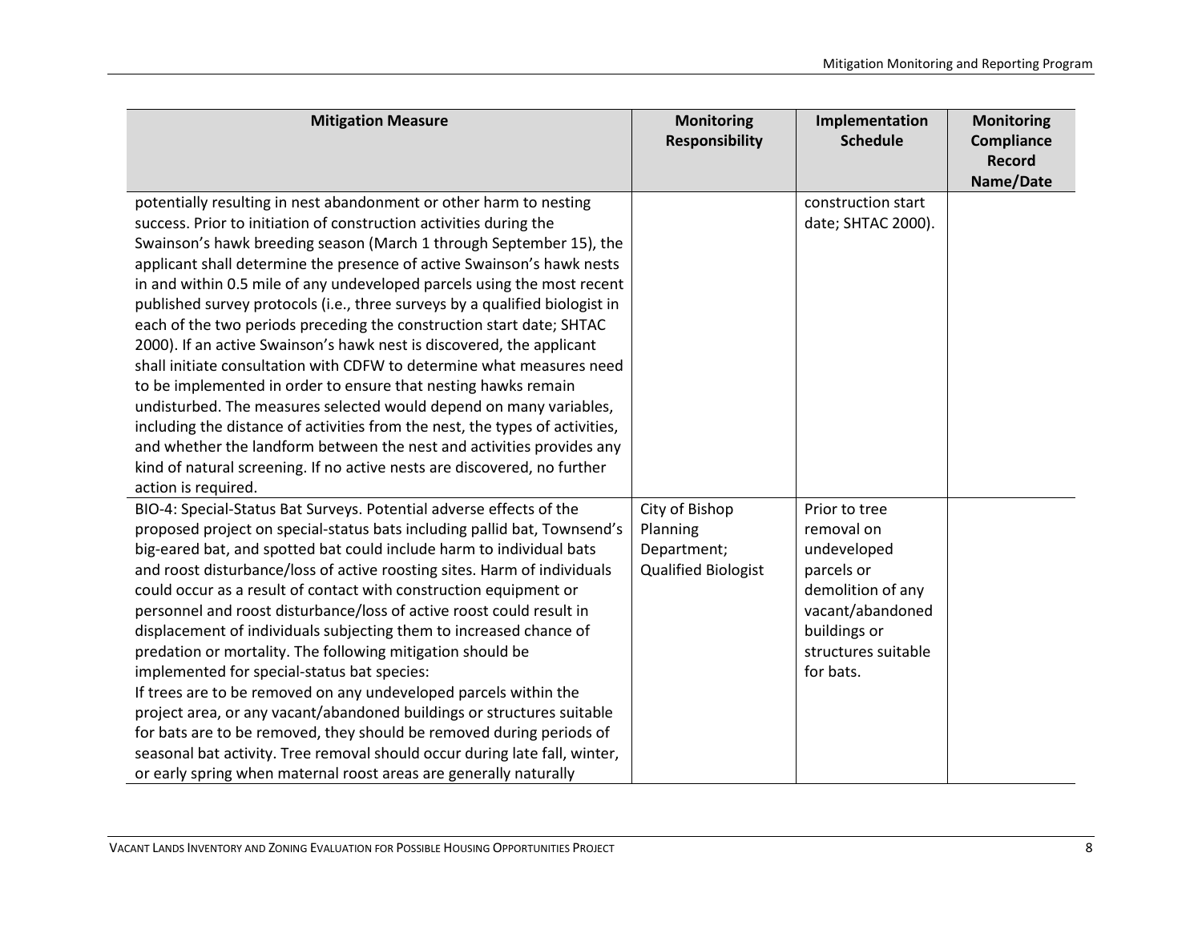| Mitigation Measure | Monitoring Responsibility | Implementation Schedule | Monitoring Compliance Record Name/Date |
|---|---|---|---|
| potentially resulting in nest abandonment or other harm to nesting success. Prior to initiation of construction activities during the Swainson's hawk breeding season (March 1 through September 15), the applicant shall determine the presence of active Swainson's hawk nests in and within 0.5 mile of any undeveloped parcels using the most recent published survey protocols (i.e., three surveys by a qualified biologist in each of the two periods preceding the construction start date; SHTAC 2000). If an active Swainson's hawk nest is discovered, the applicant shall initiate consultation with CDFW to determine what measures need to be implemented in order to ensure that nesting hawks remain undisturbed. The measures selected would depend on many variables, including the distance of activities from the nest, the types of activities, and whether the landform between the nest and activities provides any kind of natural screening. If no active nests are discovered, no further action is required. | | construction start date; SHTAC 2000). | |
| BIO-4: Special-Status Bat Surveys. Potential adverse effects of the proposed project on special-status bats including pallid bat, Townsend's big-eared bat, and spotted bat could include harm to individual bats and roost disturbance/loss of active roosting sites. Harm of individuals could occur as a result of contact with construction equipment or personnel and roost disturbance/loss of active roost could result in displacement of individuals subjecting them to increased chance of predation or mortality. The following mitigation should be implemented for special-status bat species:<br>If trees are to be removed on any undeveloped parcels within the project area, or any vacant/abandoned buildings or structures suitable for bats are to be removed, they should be removed during periods of seasonal bat activity. Tree removal should occur during late fall, winter, or early spring when maternal roost areas are generally naturally | City of Bishop Planning Department; Qualified Biologist | Prior to tree removal on undeveloped parcels or demolition of any vacant/abandoned buildings or structures suitable for bats. | |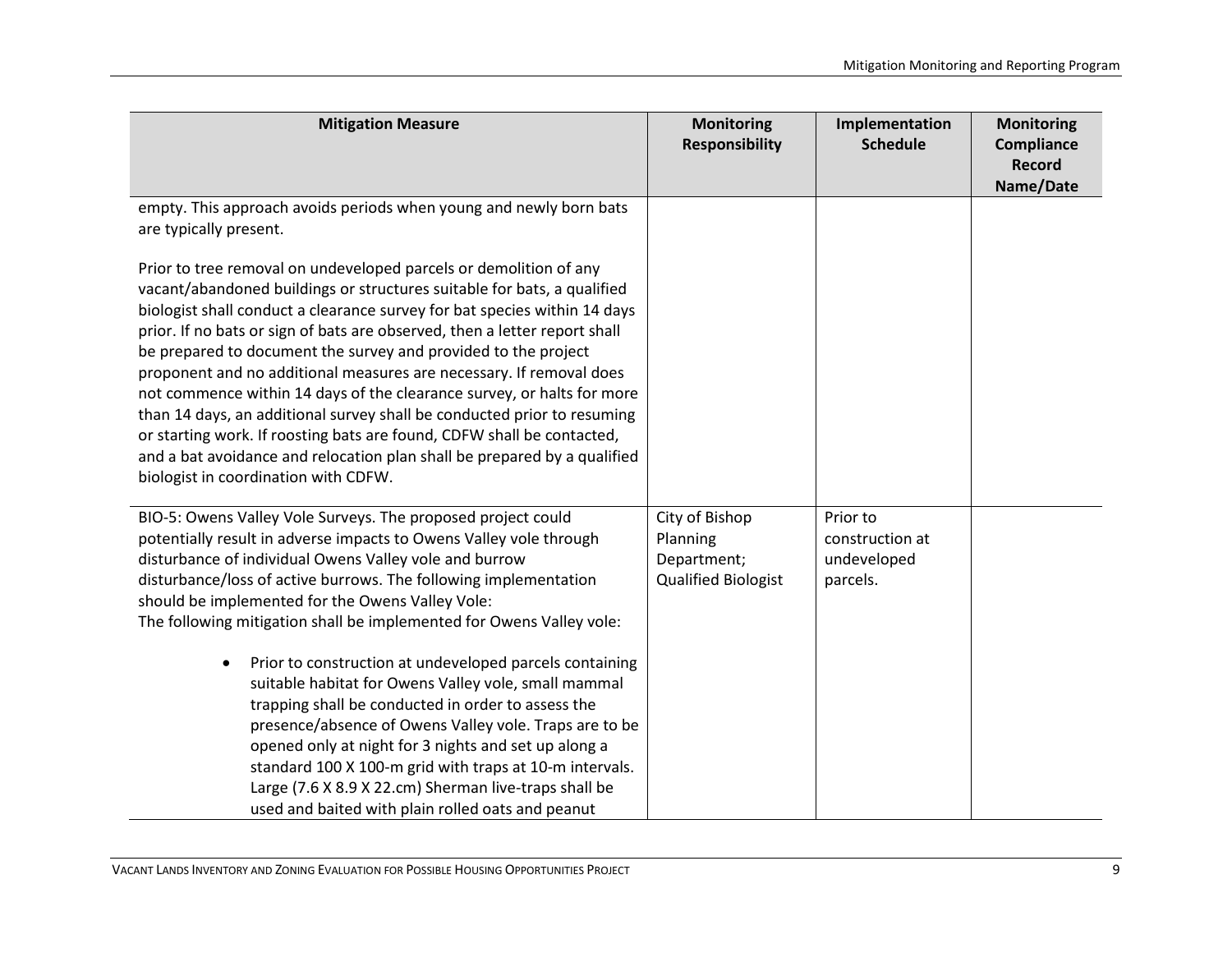| Mitigation Measure | Monitoring Responsibility | Implementation Schedule | Monitoring Compliance Record Name/Date |
|---|---|---|---|
| empty. This approach avoids periods when young and newly born bats are typically present.<br><br>Prior to tree removal on undeveloped parcels or demolition of any vacant/abandoned buildings or structures suitable for bats, a qualified biologist shall conduct a clearance survey for bat species within 14 days prior. If no bats or sign of bats are observed, then a letter report shall be prepared to document the survey and provided to the project proponent and no additional measures are necessary. If removal does not commence within 14 days of the clearance survey, or halts for more than 14 days, an additional survey shall be conducted prior to resuming or starting work. If roosting bats are found, CDFW shall be contacted, and a bat avoidance and relocation plan shall be prepared by a qualified biologist in coordination with CDFW. | | | |
| BIO-5: Owens Valley Vole Surveys. The proposed project could potentially result in adverse impacts to Owens Valley vole through disturbance of individual Owens Valley vole and burrow disturbance/loss of active burrows. The following implementation should be implemented for the Owens Valley Vole:<br>The following mitigation shall be implemented for Owens Valley vole:<br><br>• Prior to construction at undeveloped parcels containing suitable habitat for Owens Valley vole, small mammal trapping shall be conducted in order to assess the presence/absence of Owens Valley vole. Traps are to be opened only at night for 3 nights and set up along a standard 100 X 100-m grid with traps at 10-m intervals. Large (7.6 X 8.9 X 22.cm) Sherman live-traps shall be used and baited with plain rolled oats and peanut | City of Bishop Planning Department; Qualified Biologist | Prior to construction at undeveloped parcels. | |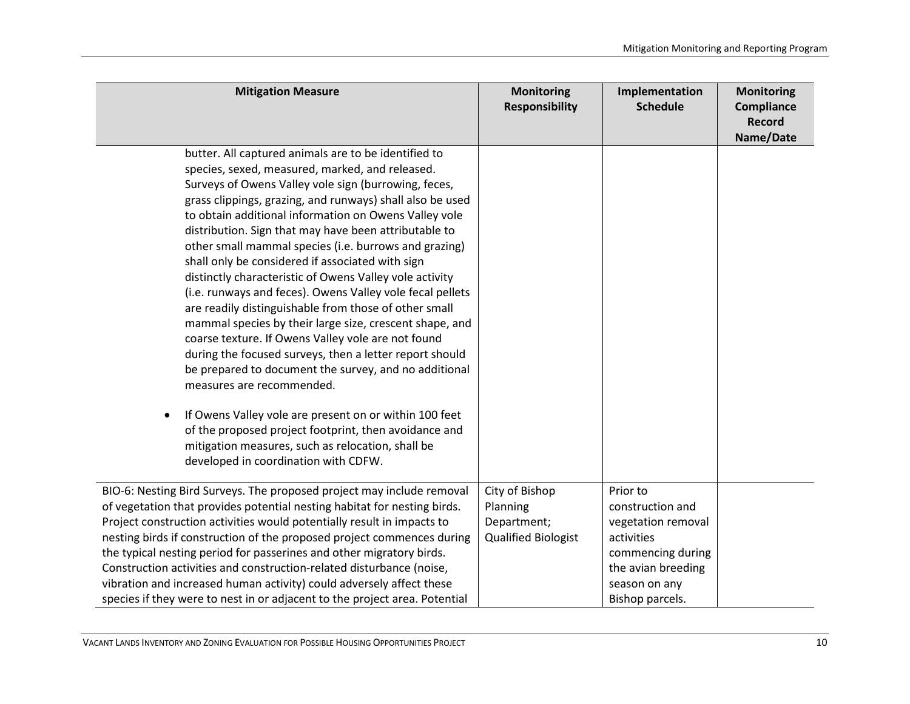| Mitigation Measure | Monitoring Responsibility | Implementation Schedule | Monitoring Compliance Record Name/Date |
|---|---|---|---|
| butter. All captured animals are to be identified to species, sexed, measured, marked, and released. Surveys of Owens Valley vole sign (burrowing, feces, grass clippings, grazing, and runways) shall also be used to obtain additional information on Owens Valley vole distribution. Sign that may have been attributable to other small mammal species (i.e. burrows and grazing) shall only be considered if associated with sign distinctly characteristic of Owens Valley vole activity (i.e. runways and feces). Owens Valley vole fecal pellets are readily distinguishable from those of other small mammal species by their large size, crescent shape, and coarse texture. If Owens Valley vole are not found during the focused surveys, then a letter report should be prepared to document the survey, and no additional measures are recommended.<br><br>• If Owens Valley vole are present on or within 100 feet of the proposed project footprint, then avoidance and mitigation measures, such as relocation, shall be developed in coordination with CDFW. | | | |
| BIO-6: Nesting Bird Surveys. The proposed project may include removal of vegetation that provides potential nesting habitat for nesting birds. Project construction activities would potentially result in impacts to nesting birds if construction of the proposed project commences during the typical nesting period for passerines and other migratory birds. Construction activities and construction-related disturbance (noise, vibration and increased human activity) could adversely affect these species if they were to nest in or adjacent to the project area. Potential | City of Bishop Planning Department; Qualified Biologist | Prior to construction and vegetation removal activities commencing during the avian breeding season on any Bishop parcels. | |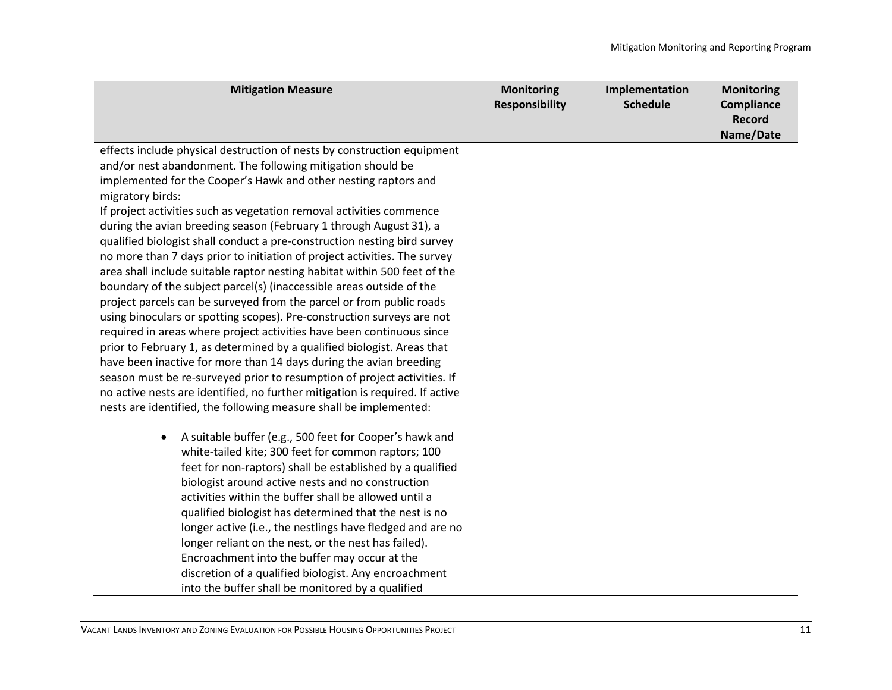| Mitigation Measure | Monitoring Responsibility | Implementation Schedule | Monitoring Compliance Record Name/Date |
|---|---|---|---|
| effects include physical destruction of nests by construction equipment and/or nest abandonment. The following mitigation should be implemented for the Cooper's Hawk and other nesting raptors and migratory birds:<br>If project activities such as vegetation removal activities commence during the avian breeding season (February 1 through August 31), a qualified biologist shall conduct a pre-construction nesting bird survey no more than 7 days prior to initiation of project activities. The survey area shall include suitable raptor nesting habitat within 500 feet of the boundary of the subject parcel(s) (inaccessible areas outside of the project parcels can be surveyed from the parcel or from public roads using binoculars or spotting scopes). Pre-construction surveys are not required in areas where project activities have been continuous since prior to February 1, as determined by a qualified biologist. Areas that have been inactive for more than 14 days during the avian breeding season must be re-surveyed prior to resumption of project activities. If no active nests are identified, no further mitigation is required. If active nests are identified, the following measure shall be implemented:<br><br>• A suitable buffer (e.g., 500 feet for Cooper's hawk and white-tailed kite; 300 feet for common raptors; 100 feet for non-raptors) shall be established by a qualified biologist around active nests and no construction activities within the buffer shall be allowed until a qualified biologist has determined that the nest is no longer active (i.e., the nestlings have fledged and are no longer reliant on the nest, or the nest has failed). Encroachment into the buffer may occur at the discretion of a qualified biologist. Any encroachment into the buffer shall be monitored by a qualified | | | |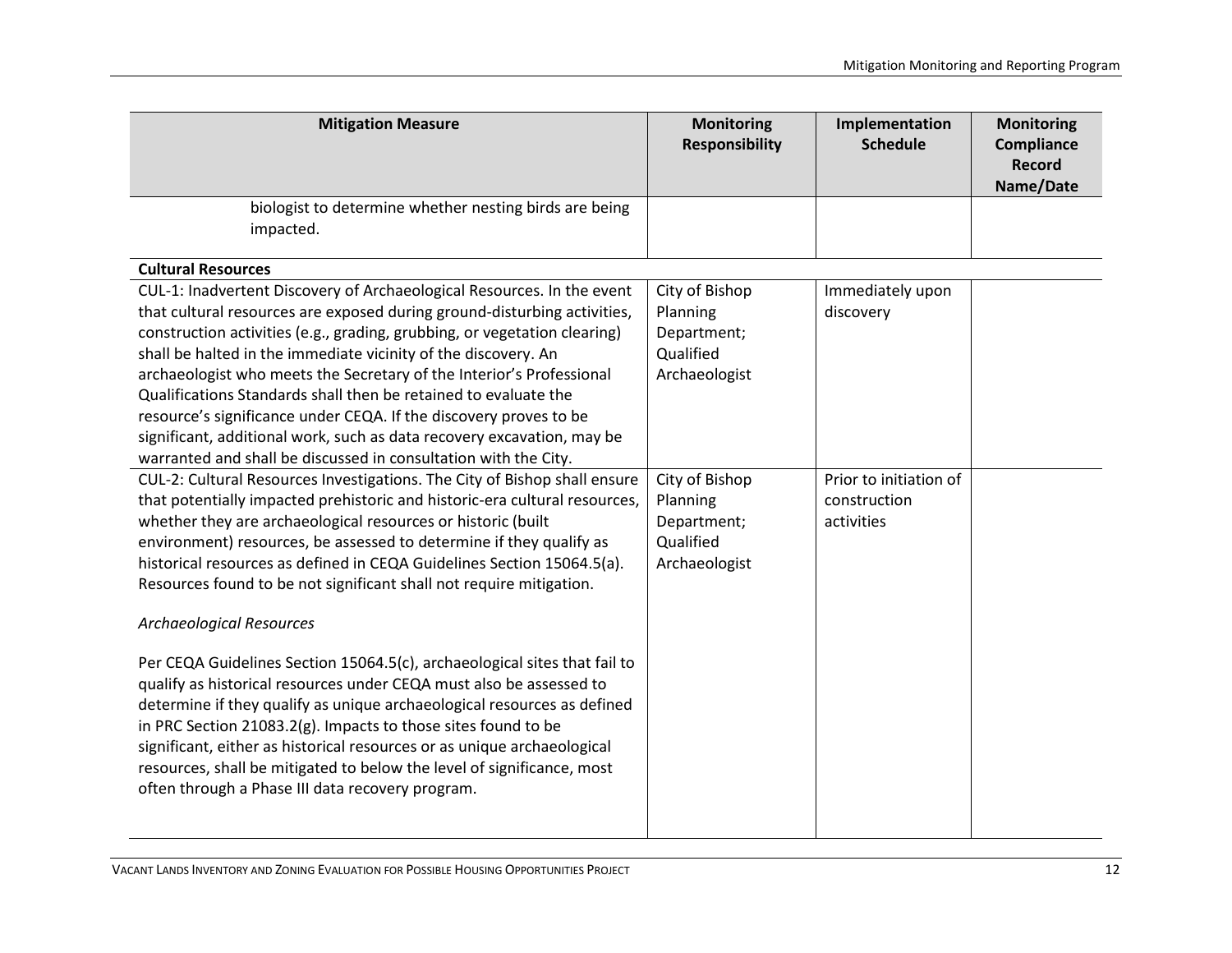| Mitigation Measure | Monitoring Responsibility | Implementation Schedule | Monitoring Compliance Record Name/Date |
|---|---|---|---|
| biologist to determine whether nesting birds are being impacted. | | | |
| **Cultural Resources** | | | |
| CUL-1: Inadvertent Discovery of Archaeological Resources. In the event that cultural resources are exposed during ground-disturbing activities, construction activities (e.g., grading, grubbing, or vegetation clearing) shall be halted in the immediate vicinity of the discovery. An archaeologist who meets the Secretary of the Interior's Professional Qualifications Standards shall then be retained to evaluate the resource's significance under CEQA. If the discovery proves to be significant, additional work, such as data recovery excavation, may be warranted and shall be discussed in consultation with the City. | City of Bishop Planning Department; Qualified Archaeologist | Immediately upon discovery | |
| CUL-2: Cultural Resources Investigations. The City of Bishop shall ensure that potentially impacted prehistoric and historic-era cultural resources, whether they are archaeological resources or historic (built environment) resources, be assessed to determine if they qualify as historical resources as defined in CEQA Guidelines Section 15064.5(a). Resources found to be not significant shall not require mitigation.<br><br>*Archaeological Resources*<br><br>Per CEQA Guidelines Section 15064.5(c), archaeological sites that fail to qualify as historical resources under CEQA must also be assessed to determine if they qualify as unique archaeological resources as defined in PRC Section 21083.2(g). Impacts to those sites found to be significant, either as historical resources or as unique archaeological resources, shall be mitigated to below the level of significance, most often through a Phase III data recovery program. | City of Bishop Planning Department; Qualified Archaeologist | Prior to initiation of construction activities | |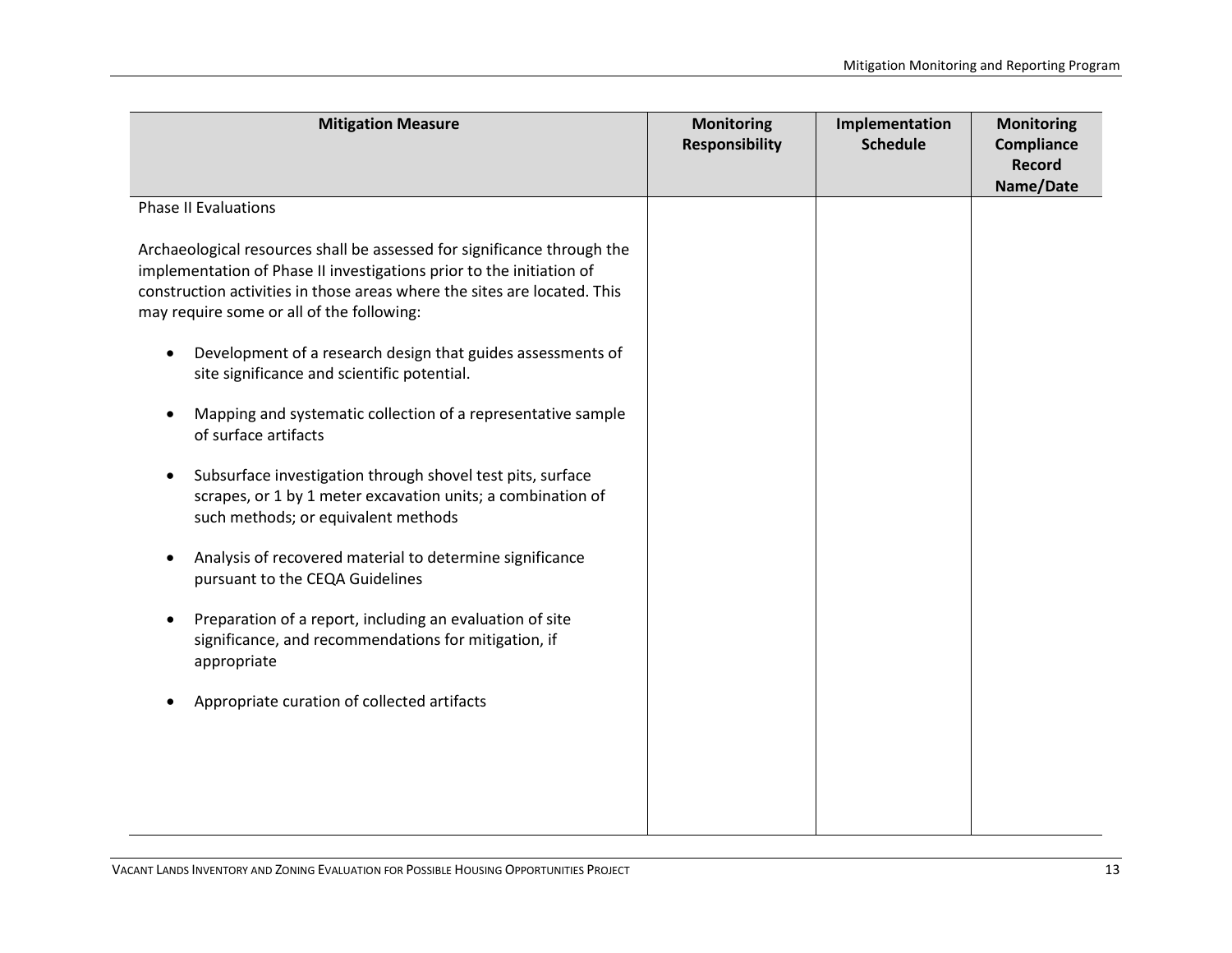| Mitigation Measure | Monitoring Responsibility | Implementation Schedule | Monitoring Compliance Record Name/Date |
|---|---|---|---|
| Phase II Evaluations<br><br>Archaeological resources shall be assessed for significance through the implementation of Phase II investigations prior to the initiation of construction activities in those areas where the sites are located. This may require some or all of the following:<br><br>• Development of a research design that guides assessments of site significance and scientific potential.<br><br>• Mapping and systematic collection of a representative sample of surface artifacts<br><br>• Subsurface investigation through shovel test pits, surface scrapes, or 1 by 1 meter excavation units; a combination of such methods; or equivalent methods<br><br>• Analysis of recovered material to determine significance pursuant to the CEQA Guidelines<br><br>• Preparation of a report, including an evaluation of site significance, and recommendations for mitigation, if appropriate<br><br>• Appropriate curation of collected artifacts | | | |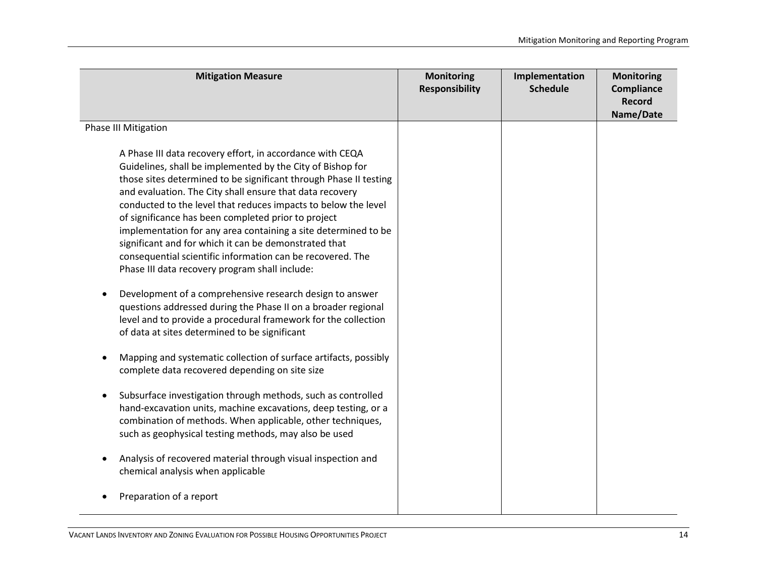| Mitigation Measure | Monitoring Responsibility | Implementation Schedule | Monitoring Compliance Record Name/Date |
|---|---|---|---|
| Phase III Mitigation<br><br>A Phase III data recovery effort, in accordance with CEQA Guidelines, shall be implemented by the City of Bishop for those sites determined to be significant through Phase II testing and evaluation. The City shall ensure that data recovery conducted to the level that reduces impacts to below the level of significance has been completed prior to project implementation for any area containing a site determined to be significant and for which it can be demonstrated that consequential scientific information can be recovered. The Phase III data recovery program shall include:<br><br>• Development of a comprehensive research design to answer questions addressed during the Phase II on a broader regional level and to provide a procedural framework for the collection of data at sites determined to be significant<br><br>• Mapping and systematic collection of surface artifacts, possibly complete data recovered depending on site size<br><br>• Subsurface investigation through methods, such as controlled hand-excavation units, machine excavations, deep testing, or a combination of methods. When applicable, other techniques, such as geophysical testing methods, may also be used<br><br>• Analysis of recovered material through visual inspection and chemical analysis when applicable<br><br>• Preparation of a report | | | |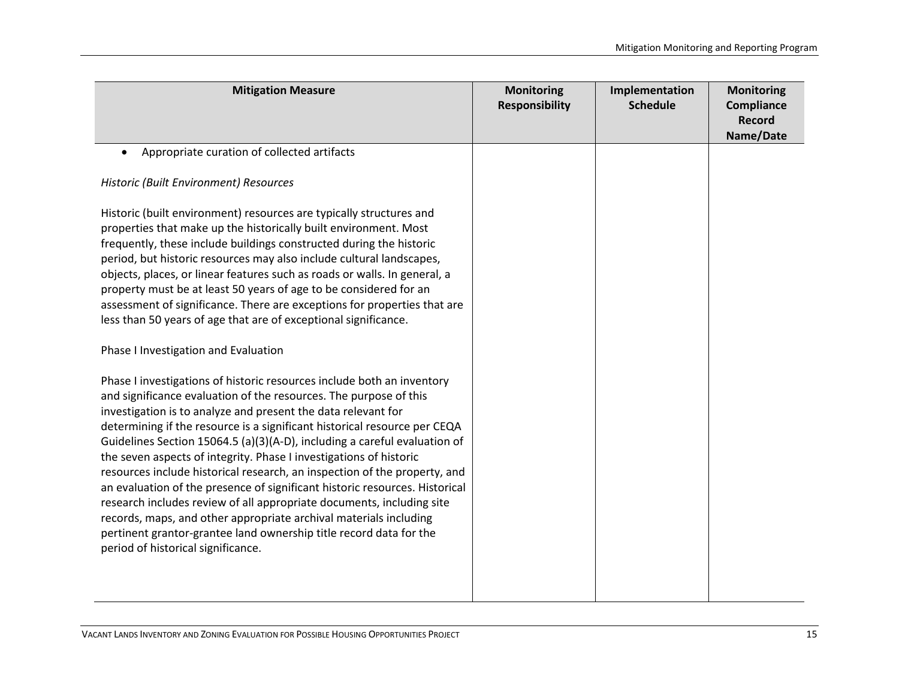| Mitigation Measure | Monitoring Responsibility | Implementation Schedule | Monitoring Compliance Record Name/Date |
|---|---|---|---|
| • Appropriate curation of collected artifacts<br><br>*Historic (Built Environment) Resources*<br><br>Historic (built environment) resources are typically structures and properties that make up the historically built environment. Most frequently, these include buildings constructed during the historic period, but historic resources may also include cultural landscapes, objects, places, or linear features such as roads or walls. In general, a property must be at least 50 years of age to be considered for an assessment of significance. There are exceptions for properties that are less than 50 years of age that are of exceptional significance.<br><br>Phase I Investigation and Evaluation<br><br>Phase I investigations of historic resources include both an inventory and significance evaluation of the resources. The purpose of this investigation is to analyze and present the data relevant for determining if the resource is a significant historical resource per CEQA Guidelines Section 15064.5 (a)(3)(A-D), including a careful evaluation of the seven aspects of integrity. Phase I investigations of historic resources include historical research, an inspection of the property, and an evaluation of the presence of significant historic resources. Historical research includes review of all appropriate documents, including site records, maps, and other appropriate archival materials including pertinent grantor-grantee land ownership title record data for the period of historical significance. | | | |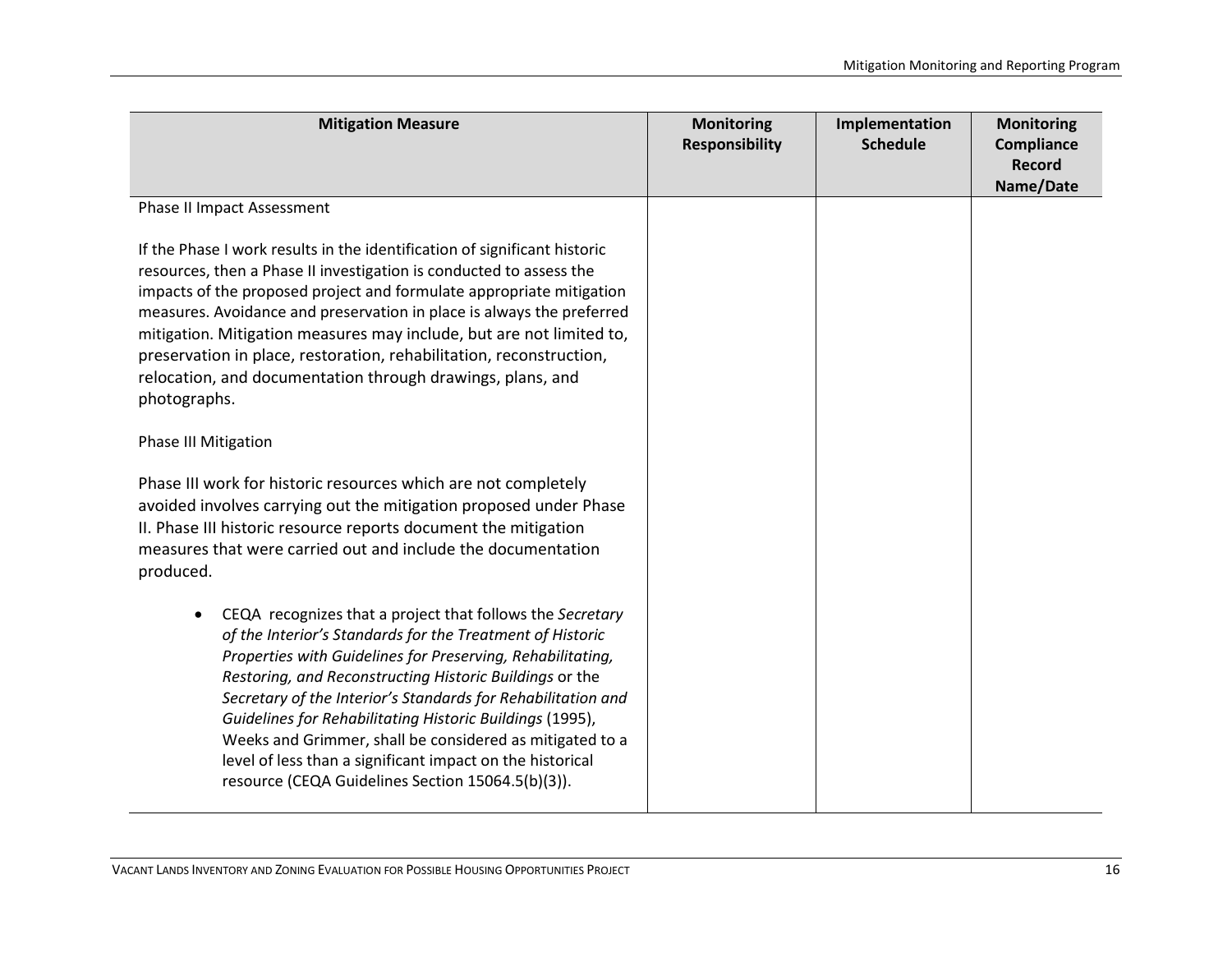| Mitigation Measure | Monitoring Responsibility | Implementation Schedule | Monitoring Compliance Record Name/Date |
|---|---|---|---|
| Phase II Impact Assessment<br><br>If the Phase I work results in the identification of significant historic resources, then a Phase II investigation is conducted to assess the impacts of the proposed project and formulate appropriate mitigation measures. Avoidance and preservation in place is always the preferred mitigation. Mitigation measures may include, but are not limited to, preservation in place, restoration, rehabilitation, reconstruction, relocation, and documentation through drawings, plans, and photographs.<br><br>Phase III Mitigation<br><br>Phase III work for historic resources which are not completely avoided involves carrying out the mitigation proposed under Phase II. Phase III historic resource reports document the mitigation measures that were carried out and include the documentation produced.<br><br>• CEQA recognizes that a project that follows the *Secretary of the Interior's Standards for the Treatment of Historic Properties with Guidelines for Preserving, Rehabilitating, Restoring, and Reconstructing Historic Buildings* or the *Secretary of the Interior's Standards for Rehabilitation and Guidelines for Rehabilitating Historic Buildings* (1995), Weeks and Grimmer, shall be considered as mitigated to a level of less than a significant impact on the historical resource (CEQA Guidelines Section 15064.5(b)(3)). | | | |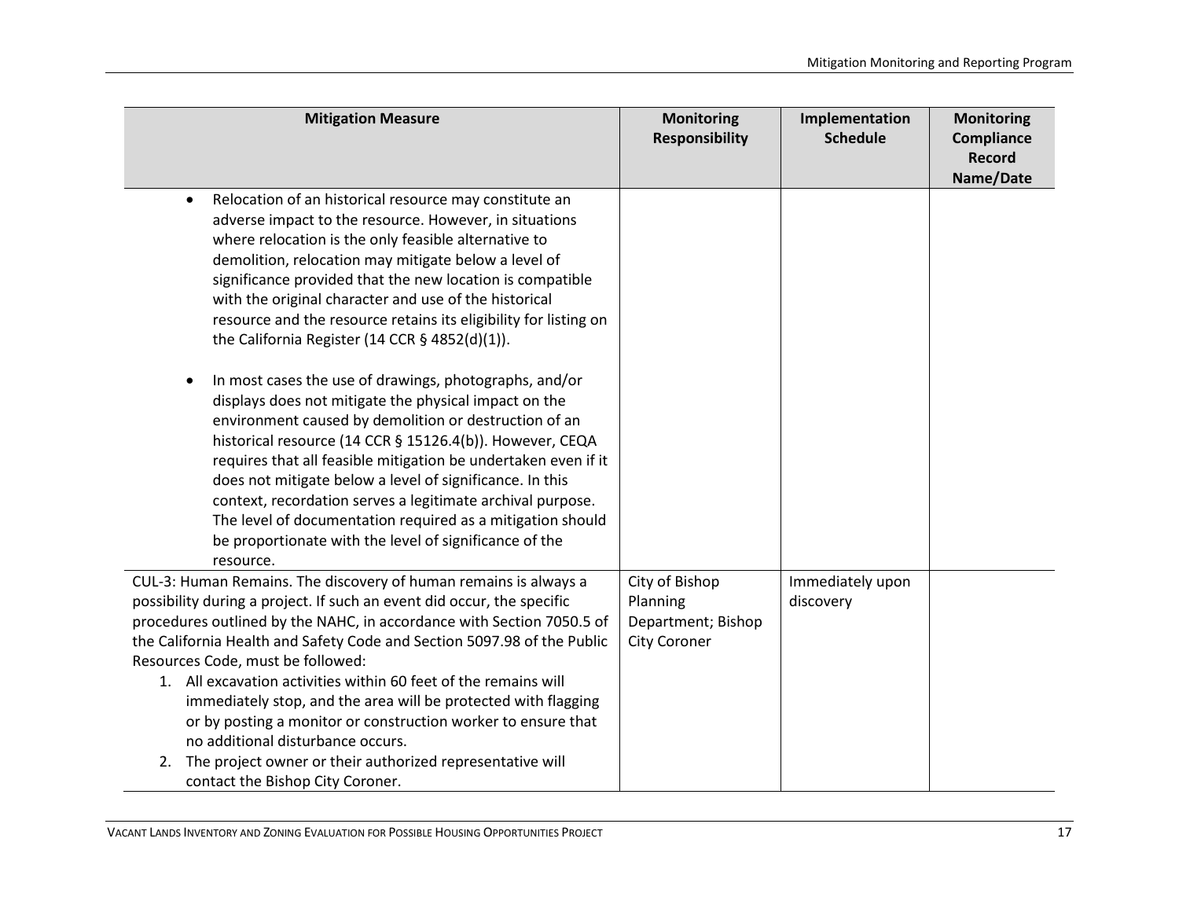| Mitigation Measure | Monitoring Responsibility | Implementation Schedule | Monitoring Compliance Record Name/Date |
|---|---|---|---|
| • Relocation of an historical resource may constitute an adverse impact to the resource. However, in situations where relocation is the only feasible alternative to demolition, relocation may mitigate below a level of significance provided that the new location is compatible with the original character and use of the historical resource and the resource retains its eligibility for listing on the California Register (14 CCR § 4852(d)(1)).<br><br>• In most cases the use of drawings, photographs, and/or displays does not mitigate the physical impact on the environment caused by demolition or destruction of an historical resource (14 CCR § 15126.4(b)). However, CEQA requires that all feasible mitigation be undertaken even if it does not mitigate below a level of significance. In this context, recordation serves a legitimate archival purpose. The level of documentation required as a mitigation should be proportionate with the level of significance of the resource. | | | |
| CUL-3: Human Remains. The discovery of human remains is always a possibility during a project. If such an event did occur, the specific procedures outlined by the NAHC, in accordance with Section 7050.5 of the California Health and Safety Code and Section 5097.98 of the Public Resources Code, must be followed:<br>1. All excavation activities within 60 feet of the remains will immediately stop, and the area will be protected with flagging or by posting a monitor or construction worker to ensure that no additional disturbance occurs.<br>2. The project owner or their authorized representative will contact the Bishop City Coroner. | City of Bishop Planning Department; Bishop City Coroner | Immediately upon discovery | |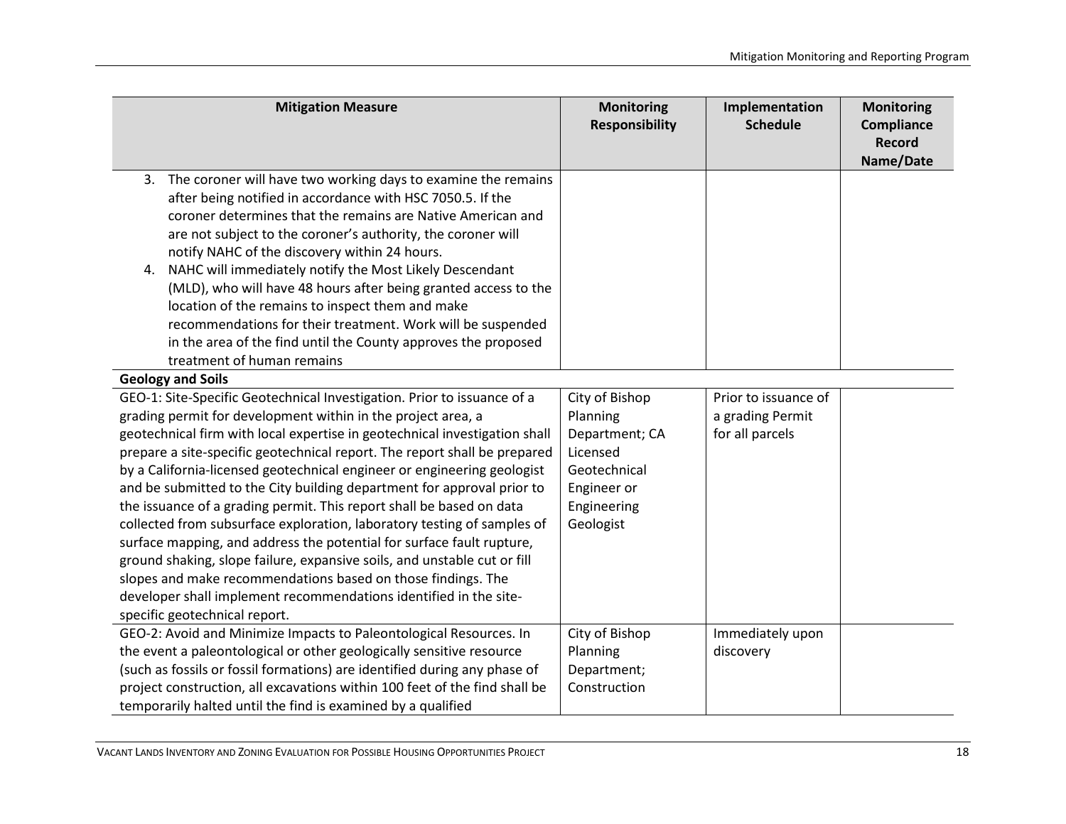| Mitigation Measure | Monitoring Responsibility | Implementation Schedule | Monitoring Compliance Record Name/Date |
|---|---|---|---|
| 3. The coroner will have two working days to examine the remains after being notified in accordance with HSC 7050.5. If the coroner determines that the remains are Native American and are not subject to the coroner's authority, the coroner will notify NAHC of the discovery within 24 hours.<br>4. NAHC will immediately notify the Most Likely Descendant (MLD), who will have 48 hours after being granted access to the location of the remains to inspect them and make recommendations for their treatment. Work will be suspended in the area of the find until the County approves the proposed treatment of human remains | | | |
| **Geology and Soils** | | | |
| GEO-1: Site-Specific Geotechnical Investigation. Prior to issuance of a grading permit for development within in the project area, a geotechnical firm with local expertise in geotechnical investigation shall prepare a site-specific geotechnical report. The report shall be prepared by a California-licensed geotechnical engineer or engineering geologist and be submitted to the City building department for approval prior to the issuance of a grading permit. This report shall be based on data collected from subsurface exploration, laboratory testing of samples of surface mapping, and address the potential for surface fault rupture, ground shaking, slope failure, expansive soils, and unstable cut or fill slopes and make recommendations based on those findings. The developer shall implement recommendations identified in the site-specific geotechnical report. | City of Bishop Planning Department; CA Licensed Geotechnical Engineer or Engineering Geologist | Prior to issuance of a grading Permit for all parcels | |
| GEO-2: Avoid and Minimize Impacts to Paleontological Resources. In the event a paleontological or other geologically sensitive resource (such as fossils or fossil formations) are identified during any phase of project construction, all excavations within 100 feet of the find shall be temporarily halted until the find is examined by a qualified | City of Bishop Planning Department; Construction | Immediately upon discovery | |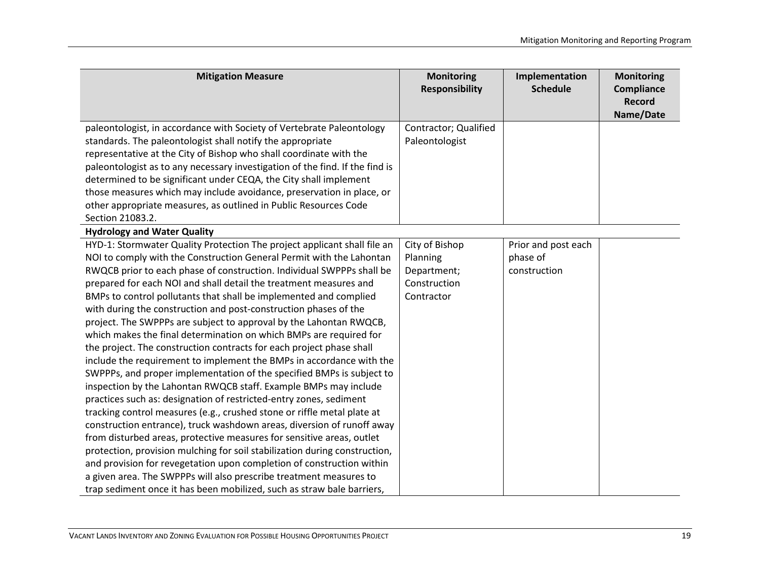| Mitigation Measure | Monitoring Responsibility | Implementation Schedule | Monitoring Compliance Record Name/Date |
|---|---|---|---|
| paleontologist, in accordance with Society of Vertebrate Paleontology standards. The paleontologist shall notify the appropriate representative at the City of Bishop who shall coordinate with the paleontologist as to any necessary investigation of the find. If the find is determined to be significant under CEQA, the City shall implement those measures which may include avoidance, preservation in place, or other appropriate measures, as outlined in Public Resources Code Section 21083.2. | Contractor; Qualified Paleontologist | | |
| **Hydrology and Water Quality** | | | |
| HYD-1: Stormwater Quality Protection The project applicant shall file an NOI to comply with the Construction General Permit with the Lahontan RWQCB prior to each phase of construction. Individual SWPPPs shall be prepared for each NOI and shall detail the treatment measures and BMPs to control pollutants that shall be implemented and complied with during the construction and post-construction phases of the project. The SWPPPs are subject to approval by the Lahontan RWQCB, which makes the final determination on which BMPs are required for the project. The construction contracts for each project phase shall include the requirement to implement the BMPs in accordance with the SWPPPs, and proper implementation of the specified BMPs is subject to inspection by the Lahontan RWQCB staff. Example BMPs may include practices such as: designation of restricted-entry zones, sediment tracking control measures (e.g., crushed stone or riffle metal plate at construction entrance), truck washdown areas, diversion of runoff away from disturbed areas, protective measures for sensitive areas, outlet protection, provision mulching for soil stabilization during construction, and provision for revegetation upon completion of construction within a given area. The SWPPPs will also prescribe treatment measures to trap sediment once it has been mobilized, such as straw bale barriers, | City of Bishop Planning Department; Construction Contractor | Prior and post each phase of construction | |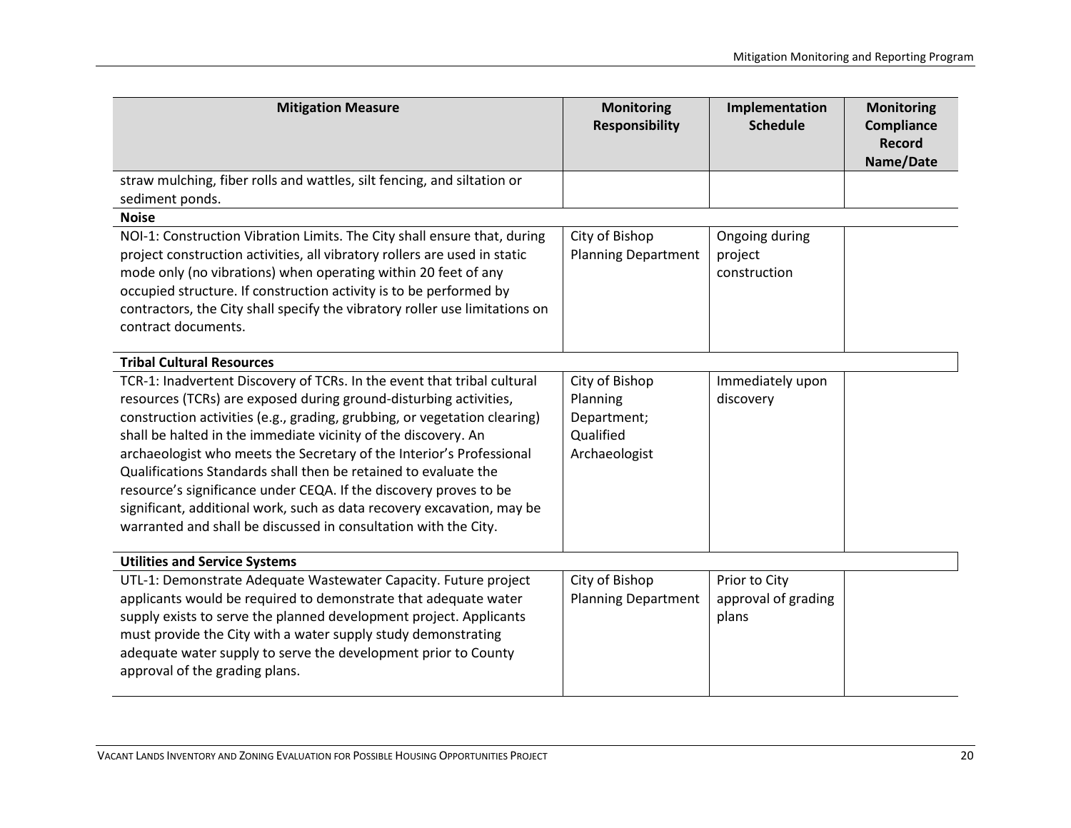| Mitigation Measure | Monitoring Responsibility | Implementation Schedule | Monitoring Compliance Record Name/Date |
| --- | --- | --- | --- |
| straw mulching, fiber rolls and wattles, silt fencing, and siltation or sediment ponds. | | | |
| **Noise** | | | |
| NOI-1: Construction Vibration Limits. The City shall ensure that, during project construction activities, all vibratory rollers are used in static mode only (no vibrations) when operating within 20 feet of any occupied structure. If construction activity is to be performed by contractors, the City shall specify the vibratory roller use limitations on contract documents. | City of Bishop Planning Department | Ongoing during project construction | |
| **Tribal Cultural Resources** | | | |
| TCR-1: Inadvertent Discovery of TCRs. In the event that tribal cultural resources (TCRs) are exposed during ground-disturbing activities, construction activities (e.g., grading, grubbing, or vegetation clearing) shall be halted in the immediate vicinity of the discovery. An archaeologist who meets the Secretary of the Interior's Professional Qualifications Standards shall then be retained to evaluate the resource's significance under CEQA. If the discovery proves to be significant, additional work, such as data recovery excavation, may be warranted and shall be discussed in consultation with the City. | City of Bishop Planning Department; Qualified Archaeologist | Immediately upon discovery | |
| **Utilities and Service Systems** | | | |
| UTL-1: Demonstrate Adequate Wastewater Capacity. Future project applicants would be required to demonstrate that adequate water supply exists to serve the planned development project. Applicants must provide the City with a water supply study demonstrating adequate water supply to serve the development prior to County approval of the grading plans. | City of Bishop Planning Department | Prior to City approval of grading plans | |